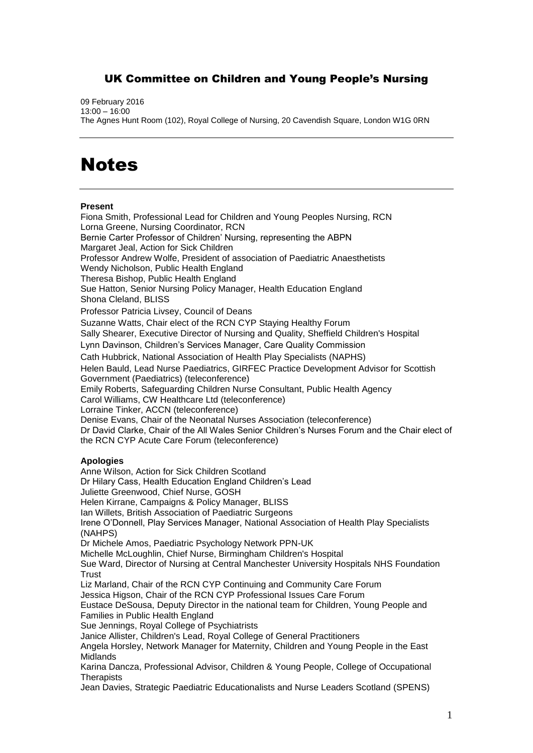## UK Committee on Children and Young People's Nursing

09 February 2016
13:00 – 16:00
The Agnes Hunt Room (102), Royal College of Nursing, 20 Cavendish Square, London W1G 0RN

# Notes

**Present**

Fiona Smith, Professional Lead for Children and Young Peoples Nursing, RCN
Lorna Greene, Nursing Coordinator, RCN
Bernie Carter Professor of Children' Nursing, representing the ABPN
Margaret Jeal, Action for Sick Children
Professor Andrew Wolfe, President of association of Paediatric Anaesthetists
Wendy Nicholson, Public Health England
Theresa Bishop, Public Health England
Sue Hatton, Senior Nursing Policy Manager, Health Education England
Shona Cleland, BLISS
Professor Patricia Livsey, Council of Deans
Suzanne Watts, Chair elect of the RCN CYP Staying Healthy Forum
Sally Shearer, Executive Director of Nursing and Quality, Sheffield Children's Hospital
Lynn Davinson, Children's Services Manager, Care Quality Commission
Cath Hubbrick, National Association of Health Play Specialists (NAPHS)
Helen Bauld, Lead Nurse Paediatrics, GIRFEC Practice Development Advisor for Scottish Government (Paediatrics) (teleconference)
Emily Roberts, Safeguarding Children Nurse Consultant, Public Health Agency
Carol Williams, CW Healthcare Ltd (teleconference)
Lorraine Tinker, ACCN (teleconference)
Denise Evans, Chair of the Neonatal Nurses Association (teleconference)
Dr David Clarke, Chair of the All Wales Senior Children's Nurses Forum and the Chair elect of the RCN CYP Acute Care Forum (teleconference)

**Apologies**

Anne Wilson, Action for Sick Children Scotland
Dr Hilary Cass, Health Education England Children's Lead
Juliette Greenwood, Chief Nurse, GOSH
Helen Kirrane, Campaigns & Policy Manager, BLISS
Ian Willets, British Association of Paediatric Surgeons
Irene O'Donnell, Play Services Manager, National Association of Health Play Specialists (NAHPS)
Dr Michele Amos, Paediatric Psychology Network PPN-UK
Michelle McLoughlin, Chief Nurse, Birmingham Children's Hospital
Sue Ward, Director of Nursing at Central Manchester University Hospitals NHS Foundation Trust
Liz Marland, Chair of the RCN CYP Continuing and Community Care Forum
Jessica Higson, Chair of the RCN CYP Professional Issues Care Forum
Eustace DeSousa, Deputy Director in the national team for Children, Young People and Families in Public Health England
Sue Jennings, Royal College of Psychiatrists
Janice Allister, Children's Lead, Royal College of General Practitioners
Angela Horsley, Network Manager for Maternity, Children and Young People in the East Midlands
Karina Dancza, Professional Advisor, Children & Young People, College of Occupational Therapists
Jean Davies, Strategic Paediatric Educationalists and Nurse Leaders Scotland (SPENS)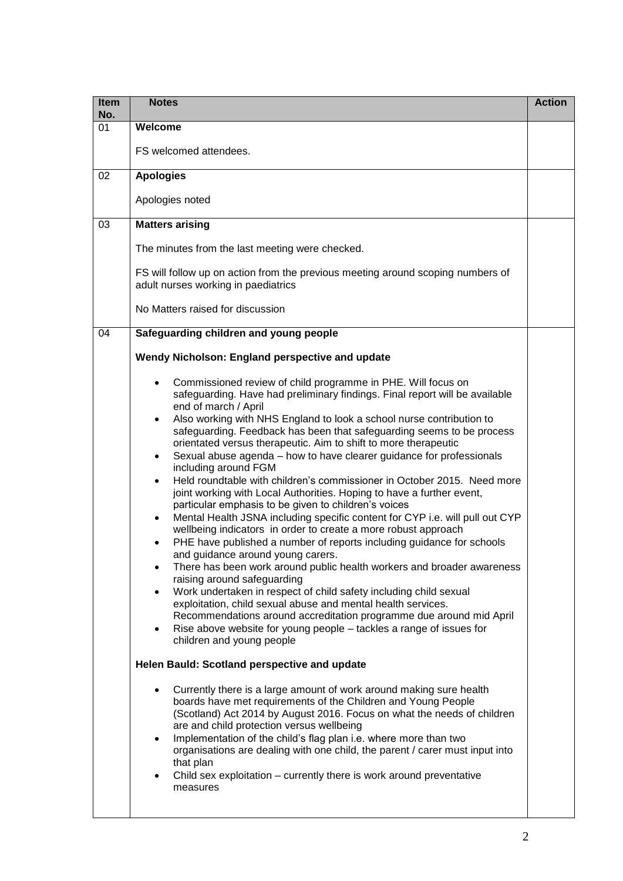| Item No. | Notes | Action |
|---|---|---|
| 01 | **Welcome**<br><br>FS welcomed attendees. | |
| 02 | **Apologies**<br><br>Apologies noted | |
| 03 | **Matters arising**<br><br>The minutes from the last meeting were checked.<br><br>FS will follow up on action from the previous meeting around scoping numbers of adult nurses working in paediatrics<br><br>No Matters raised for discussion | |
| 04 | **Safeguarding children and young people**<br><br>**Wendy Nicholson: England perspective and update**<br><br>• Commissioned review of child programme in PHE. Will focus on safeguarding. Have had preliminary findings. Final report will be available end of march / April<br>• Also working with NHS England to look a school nurse contribution to safeguarding. Feedback has been that safeguarding seems to be process orientated versus therapeutic. Aim to shift to more therapeutic<br>• Sexual abuse agenda – how to have clearer guidance for professionals including around FGM<br>• Held roundtable with children's commissioner in October 2015. Need more joint working with Local Authorities. Hoping to have a further event, particular emphasis to be given to children's voices<br>• Mental Health JSNA including specific content for CYP i.e. will pull out CYP wellbeing indicators in order to create a more robust approach<br>• PHE have published a number of reports including guidance for schools and guidance around young carers.<br>• There has been work around public health workers and broader awareness raising around safeguarding<br>• Work undertaken in respect of child safety including child sexual exploitation, child sexual abuse and mental health services. Recommendations around accreditation programme due around mid April<br>• Rise above website for young people – tackles a range of issues for children and young people<br><br>**Helen Bauld: Scotland perspective and update**<br><br>• Currently there is a large amount of work around making sure health boards have met requirements of the Children and Young People (Scotland) Act 2014 by August 2016. Focus on what the needs of children are and child protection versus wellbeing<br>• Implementation of the child's flag plan i.e. where more than two organisations are dealing with one child, the parent / carer must input into that plan<br>• Child sex exploitation – currently there is work around preventative measures | |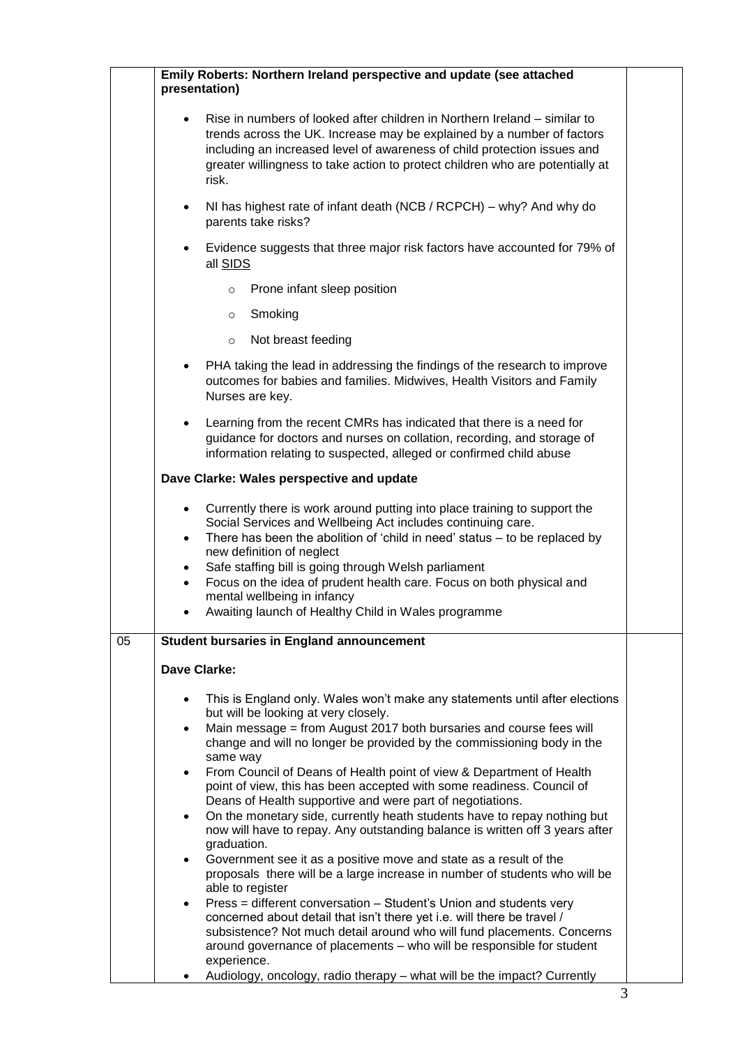**Emily Roberts: Northern Ireland perspective and update (see attached presentation)**

- Rise in numbers of looked after children in Northern Ireland – similar to trends across the UK. Increase may be explained by a number of factors including an increased level of awareness of child protection issues and greater willingness to take action to protect children who are potentially at risk.
- NI has highest rate of infant death (NCB / RCPCH) – why? And why do parents take risks?
- Evidence suggests that three major risk factors have accounted for 79% of all SIDS
    - Prone infant sleep position
    - Smoking
    - Not breast feeding
- PHA taking the lead in addressing the findings of the research to improve outcomes for babies and families. Midwives, Health Visitors and Family Nurses are key.
- Learning from the recent CMRs has indicated that there is a need for guidance for doctors and nurses on collation, recording, and storage of information relating to suspected, alleged or confirmed child abuse

**Dave Clarke: Wales perspective and update**

- Currently there is work around putting into place training to support the Social Services and Wellbeing Act includes continuing care.
- There has been the abolition of 'child in need' status – to be replaced by new definition of neglect
- Safe staffing bill is going through Welsh parliament
- Focus on the idea of prudent health care. Focus on both physical and mental wellbeing in infancy
- Awaiting launch of Healthy Child in Wales programme

05 **Student bursaries in England announcement**

**Dave Clarke:**

- This is England only. Wales won't make any statements until after elections but will be looking at very closely.
- Main message = from August 2017 both bursaries and course fees will change and will no longer be provided by the commissioning body in the same way
- From Council of Deans of Health point of view & Department of Health point of view, this has been accepted with some readiness. Council of Deans of Health supportive and were part of negotiations.
- On the monetary side, currently heath students have to repay nothing but now will have to repay. Any outstanding balance is written off 3 years after graduation.
- Government see it as a positive move and state as a result of the proposals there will be a large increase in number of students who will be able to register
- Press = different conversation – Student's Union and students very concerned about detail that isn't there yet i.e. will there be travel / subsistence? Not much detail around who will fund placements. Concerns around governance of placements – who will be responsible for student experience.
- Audiology, oncology, radio therapy – what will be the impact? Currently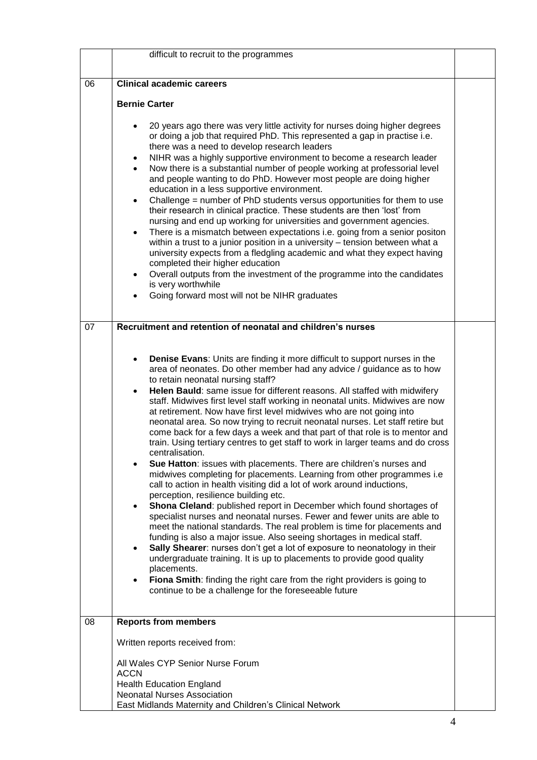| | | |
|---|---|---|
| | difficult to recruit to the programmes | |
| 06 | **Clinical academic careers**<br><br>**Bernie Carter**<br><br>• 20 years ago there was very little activity for nurses doing higher degrees or doing a job that required PhD. This represented a gap in practise i.e. there was a need to develop research leaders<br>• NIHR was a highly supportive environment to become a research leader<br>• Now there is a substantial number of people working at professorial level and people wanting to do PhD. However most people are doing higher education in a less supportive environment.<br>• Challenge = number of PhD students versus opportunities for them to use their research in clinical practice. These students are then 'lost' from nursing and end up working for universities and government agencies.<br>• There is a mismatch between expectations i.e. going from a senior positon within a trust to a junior position in a university – tension between what a university expects from a fledgling academic and what they expect having completed their higher education<br>• Overall outputs from the investment of the programme into the candidates is very worthwhile<br>• Going forward most will not be NIHR graduates | |
| 07 | **Recruitment and retention of neonatal and children's nurses**<br><br>• **Denise Evans**: Units are finding it more difficult to support nurses in the area of neonates. Do other member had any advice / guidance as to how to retain neonatal nursing staff?<br>• **Helen Bauld**: same issue for different reasons. All staffed with midwifery staff. Midwives first level staff working in neonatal units. Midwives are now at retirement. Now have first level midwives who are not going into neonatal area. So now trying to recruit neonatal nurses. Let staff retire but come back for a few days a week and that part of that role is to mentor and train. Using tertiary centres to get staff to work in larger teams and do cross centralisation.<br>• **Sue Hatton**: issues with placements. There are children's nurses and midwives completing for placements. Learning from other programmes i.e call to action in health visiting did a lot of work around inductions, perception, resilience building etc.<br>• **Shona Cleland**: published report in December which found shortages of specialist nurses and neonatal nurses. Fewer and fewer units are able to meet the national standards. The real problem is time for placements and funding is also a major issue. Also seeing shortages in medical staff.<br>• **Sally Shearer**: nurses don't get a lot of exposure to neonatology in their undergraduate training. It is up to placements to provide good quality placements.<br>• **Fiona Smith**: finding the right care from the right providers is going to continue to be a challenge for the foreseeable future | |
| 08 | **Reports from members**<br><br>Written reports received from:<br><br>All Wales CYP Senior Nurse Forum<br>ACCN<br>Health Education England<br>Neonatal Nurses Association<br>East Midlands Maternity and Children's Clinical Network | |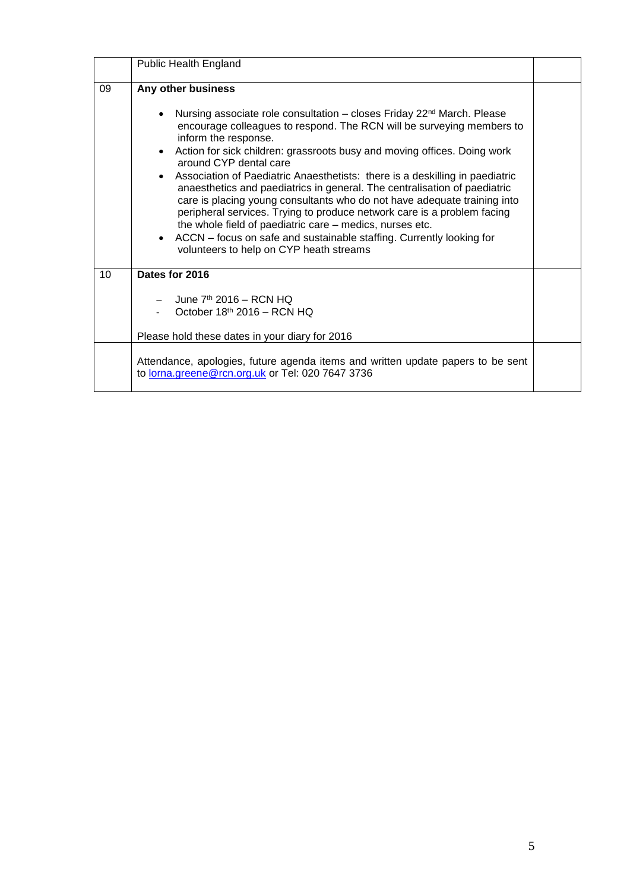| | | |
|---|---|---|
| | Public Health England | |
| 09 | **Any other business**<br><br>• Nursing associate role consultation – closes Friday 22nd March. Please encourage colleagues to respond. The RCN will be surveying members to inform the response.<br>• Action for sick children: grassroots busy and moving offices. Doing work around CYP dental care<br>• Association of Paediatric Anaesthetists: there is a deskilling in paediatric anaesthetics and paediatrics in general. The centralisation of paediatric care is placing young consultants who do not have adequate training into peripheral services. Trying to produce network care is a problem facing the whole field of paediatric care – medics, nurses etc.<br>• ACCN – focus on safe and sustainable staffing. Currently looking for volunteers to help on CYP heath streams | |
| 10 | **Dates for 2016**<br><br>– June 7th 2016 – RCN HQ<br>- October 18th 2016 – RCN HQ<br><br>Please hold these dates in your diary for 2016 | |
| | Attendance, apologies, future agenda items and written update papers to be sent to lorna.greene@rcn.org.uk or Tel: 020 7647 3736 | |